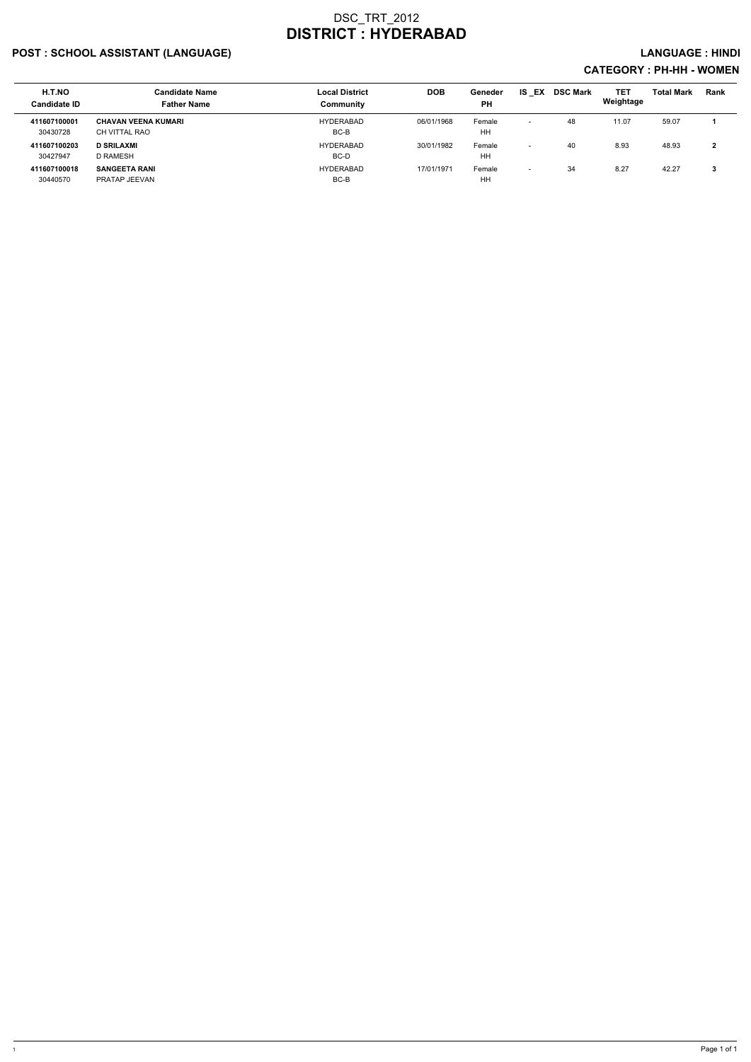# DSC_TRT_2012
# DISTRICT : HYDERABAD

## POST : SCHOOL ASSISTANT (LANGUAGE)

## LANGUAGE : HINDI

## CATEGORY : PH-HH - WOMEN

| H.T.NO<br>Candidate ID | Candidate Name<br>Father Name | Local District<br>Community | DOB | Geneder<br>PH | IS _EX | DSC Mark | TET Weightage | Total Mark | Rank |
|---|---|---|---|---|---|---|---|---|---|
| **411607100001**<br>30430728 | **CHAVAN VEENA KUMARI**<br>CH VITTAL RAO | HYDERABAD<br>BC-B | 06/01/1968 | Female<br>HH | - | 48 | 11.07 | 59.07 | **1** |
| **411607100203**<br>30427947 | **D SRILAXMI**<br>D RAMESH | HYDERABAD<br>BC-D | 30/01/1982 | Female<br>HH | - | 40 | 8.93 | 48.93 | **2** |
| **411607100018**<br>30440570 | **SANGEETA RANI**<br>PRATAP JEEVAN | HYDERABAD<br>BC-B | 17/01/1971 | Female<br>HH | - | 34 | 8.27 | 42.27 | **3** |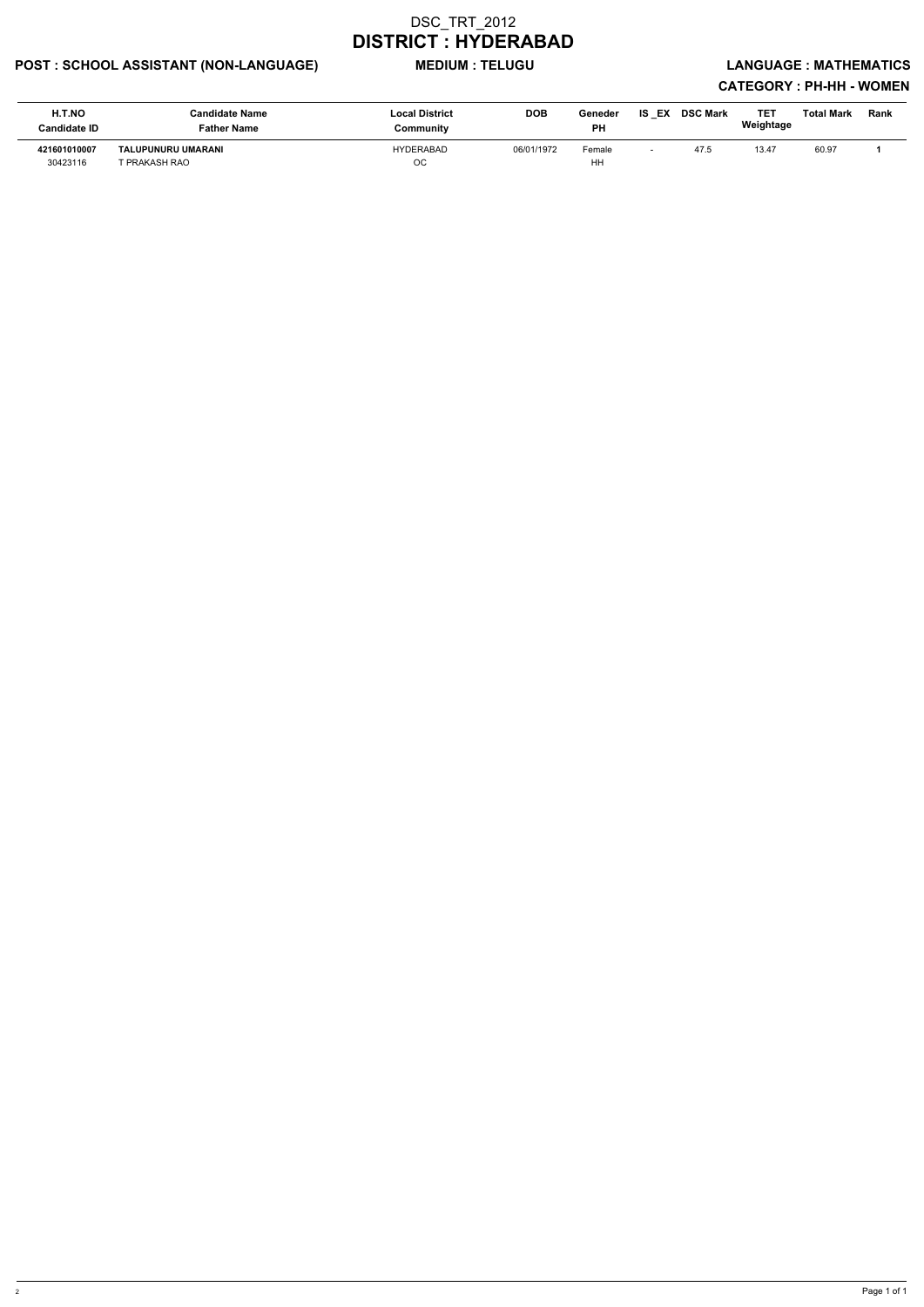# DSC_TRT_2012

# DISTRICT : HYDERABAD

**POST : SCHOOL ASSISTANT (NON-LANGUAGE)** **MEDIUM : TELUGU** **LANGUAGE : MATHEMATICS**

**CATEGORY : PH-HH - WOMEN**

| H.T.NO<br>Candidate ID | Candidate Name<br>Father Name | Local District<br>Community | DOB | Geneder<br>PH | IS _EX | DSC Mark | TET Weightage | Total Mark | Rank |
|---|---|---|---|---|---|---|---|---|---|
| **421601010007**<br>30423116 | **TALUPUNURU UMARANI**<br>T PRAKASH RAO | HYDERABAD<br>OC | 06/01/1972 | Female<br>HH | - | 47.5 | 13.47 | 60.97 | **1** |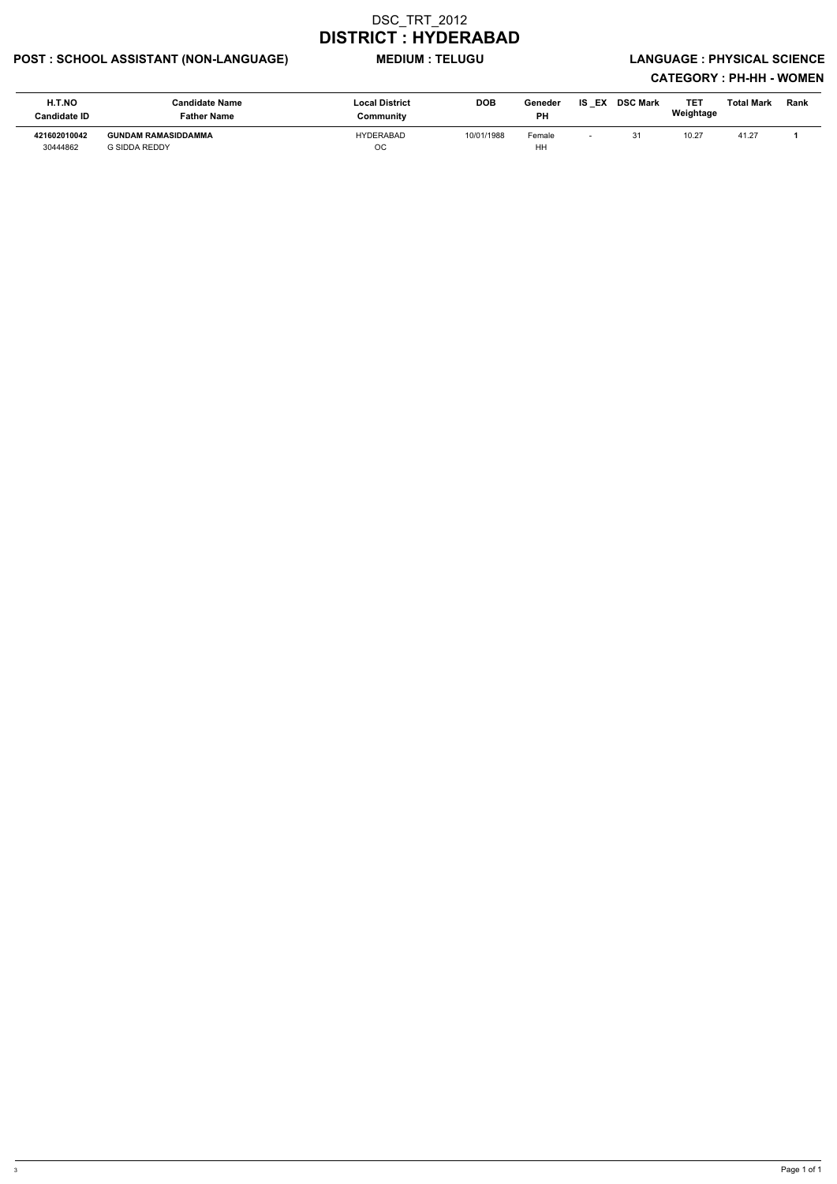# DSC_TRT_2012

# DISTRICT : HYDERABAD

**POST : SCHOOL ASSISTANT (NON-LANGUAGE)** **MEDIUM : TELUGU** **LANGUAGE : PHYSICAL SCIENCE**

**CATEGORY : PH-HH - WOMEN**

| H.T.NO<br>Candidate ID | Candidate Name<br>Father Name | Local District<br>Community | DOB | Geneder<br>PH | IS _EX | DSC Mark | TET Weightage | Total Mark | Rank |
|---|---|---|---|---|---|---|---|---|---|
| **421602010042**<br>30444862 | **GUNDAM RAMASIDDAMMA**<br>G SIDDA REDDY | HYDERABAD<br>OC | 10/01/1988 | Female<br>HH | - | 31 | 10.27 | 41.27 | **1** |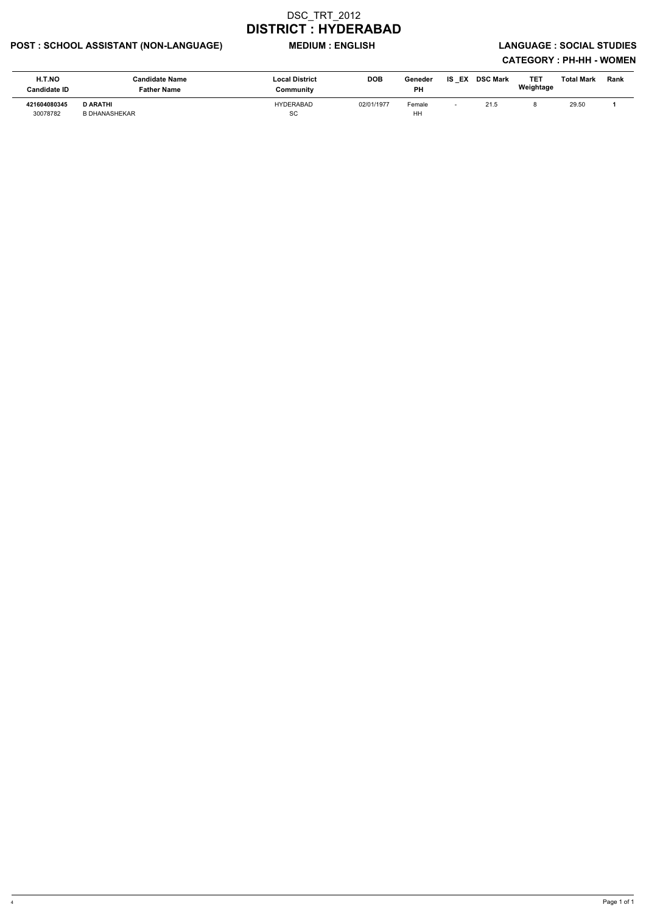# DSC_TRT_2012

# DISTRICT : HYDERABAD

**POST : SCHOOL ASSISTANT (NON-LANGUAGE)** **MEDIUM : ENGLISH** **LANGUAGE : SOCIAL STUDIES**

**CATEGORY : PH-HH - WOMEN**

| H.T.NO<br>Candidate ID | Candidate Name<br>Father Name | Local District<br>Community | DOB | Geneder<br>PH | IS _EX | DSC Mark | TET Weightage | Total Mark | Rank |
|---|---|---|---|---|---|---|---|---|---|
| **421604080345**<br>30078782 | **D ARATHI**<br>B DHANASHEKAR | HYDERABAD<br>SC | 02/01/1977 | Female<br>HH | - | 21.5 | 8 | 29.50 | **1** |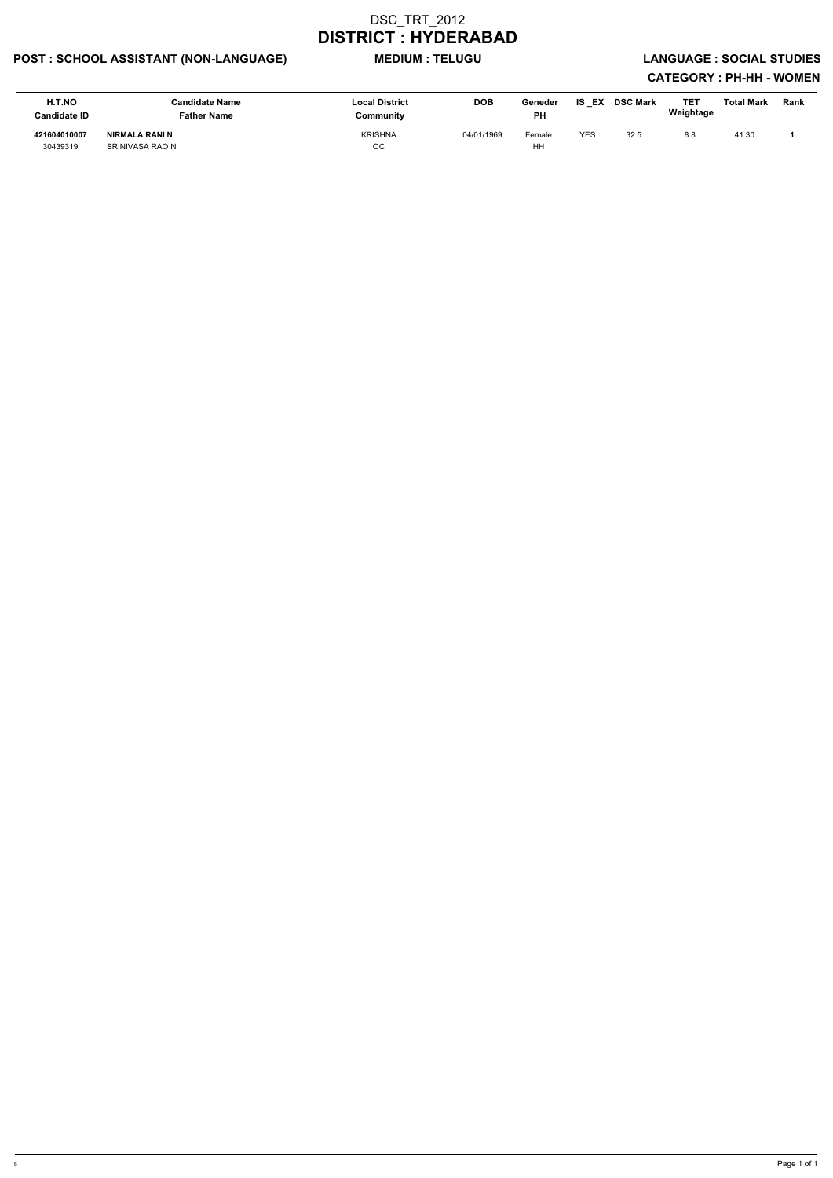# DSC_TRT_2012

# DISTRICT : HYDERABAD

**POST : SCHOOL ASSISTANT (NON-LANGUAGE)** **MEDIUM : TELUGU** **LANGUAGE : SOCIAL STUDIES**

**CATEGORY : PH-HH - WOMEN**

| H.T.NO<br>Candidate ID | Candidate Name<br>Father Name | Local District<br>Community | DOB | Geneder<br>PH | IS _EX | DSC Mark | TET Weightage | Total Mark | Rank |
|---|---|---|---|---|---|---|---|---|---|
| **421604010007**<br>30439319 | **NIRMALA RANI N**<br>SRINIVASA RAO N | KRISHNA<br>OC | 04/01/1969 | Female<br>HH | YES | 32.5 | 8.8 | 41.30 | **1** |